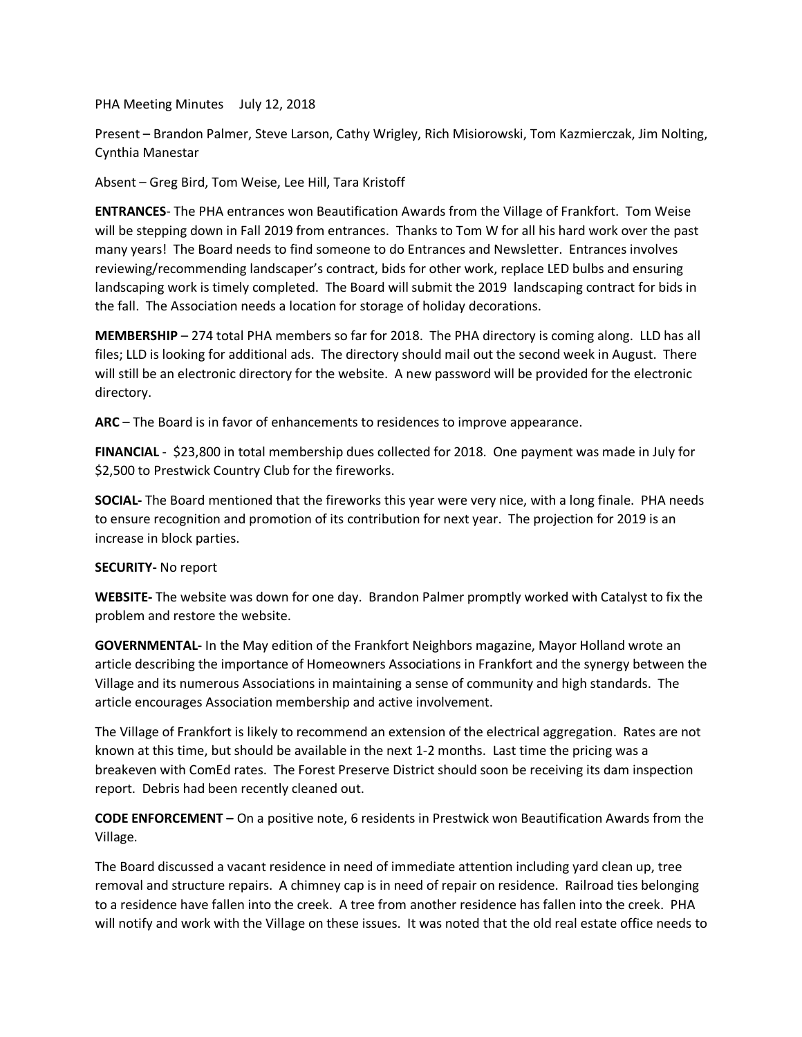PHA Meeting Minutes July 12, 2018

Present – Brandon Palmer, Steve Larson, Cathy Wrigley, Rich Misiorowski, Tom Kazmierczak, Jim Nolting, Cynthia Manestar

Absent – Greg Bird, Tom Weise, Lee Hill, Tara Kristoff

**ENTRANCES**- The PHA entrances won Beautification Awards from the Village of Frankfort. Tom Weise will be stepping down in Fall 2019 from entrances. Thanks to Tom W for all his hard work over the past many years! The Board needs to find someone to do Entrances and Newsletter. Entrances involves reviewing/recommending landscaper's contract, bids for other work, replace LED bulbs and ensuring landscaping work is timely completed. The Board will submit the 2019 landscaping contract for bids in the fall. The Association needs a location for storage of holiday decorations.

**MEMBERSHIP** – 274 total PHA members so far for 2018. The PHA directory is coming along. LLD has all files; LLD is looking for additional ads. The directory should mail out the second week in August. There will still be an electronic directory for the website. A new password will be provided for the electronic directory.

**ARC** – The Board is in favor of enhancements to residences to improve appearance.

**FINANCIAL** - $23,800 in total membership dues collected for 2018. One payment was made in July for $2,500 to Prestwick Country Club for the fireworks.

**SOCIAL-** The Board mentioned that the fireworks this year were very nice, with a long finale. PHA needs to ensure recognition and promotion of its contribution for next year. The projection for 2019 is an increase in block parties.

**SECURITY-** No report

**WEBSITE-** The website was down for one day. Brandon Palmer promptly worked with Catalyst to fix the problem and restore the website.

**GOVERNMENTAL-** In the May edition of the Frankfort Neighbors magazine, Mayor Holland wrote an article describing the importance of Homeowners Associations in Frankfort and the synergy between the Village and its numerous Associations in maintaining a sense of community and high standards. The article encourages Association membership and active involvement.

The Village of Frankfort is likely to recommend an extension of the electrical aggregation. Rates are not known at this time, but should be available in the next 1-2 months. Last time the pricing was a breakeven with ComEd rates. The Forest Preserve District should soon be receiving its dam inspection report. Debris had been recently cleaned out.

**CODE ENFORCEMENT –** On a positive note, 6 residents in Prestwick won Beautification Awards from the Village.

The Board discussed a vacant residence in need of immediate attention including yard clean up, tree removal and structure repairs. A chimney cap is in need of repair on residence. Railroad ties belonging to a residence have fallen into the creek. A tree from another residence has fallen into the creek. PHA will notify and work with the Village on these issues. It was noted that the old real estate office needs to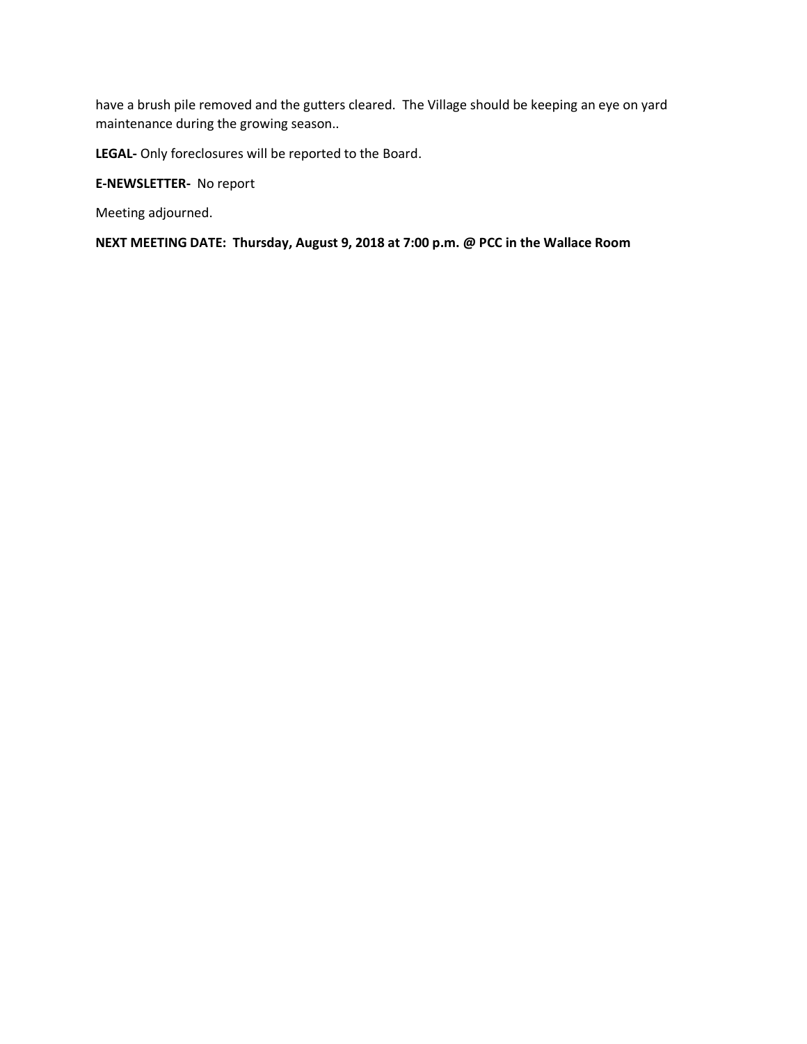have a brush pile removed and the gutters cleared. The Village should be keeping an eye on yard maintenance during the growing season..

**LEGAL-** Only foreclosures will be reported to the Board.

**E-NEWSLETTER-** No report

Meeting adjourned.

**NEXT MEETING DATE: Thursday, August 9, 2018 at 7:00 p.m. @ PCC in the Wallace Room**